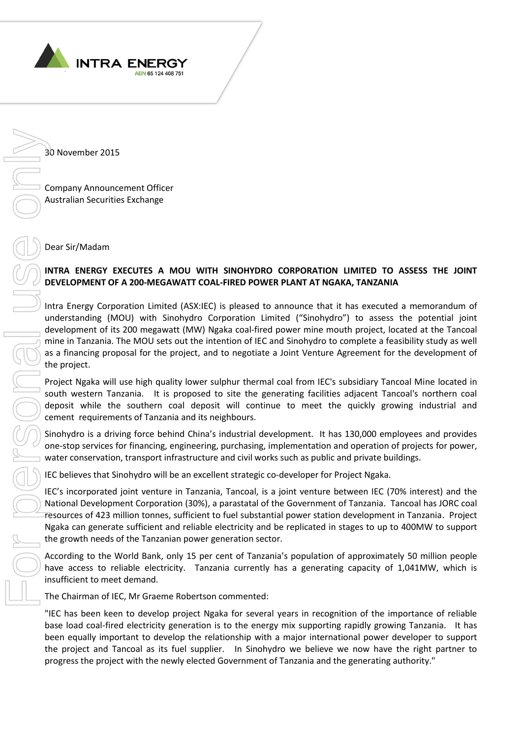INTRA ENERGY

ABN 65 124 408 751

30 November 2015

Company Announcement Officer
Australian Securities Exchange

Dear Sir/Madam

**INTRA ENERGY EXECUTES A MOU WITH SINOHYDRO CORPORATION LIMITED TO ASSESS THE JOINT DEVELOPMENT OF A 200-MEGAWATT COAL-FIRED POWER PLANT AT NGAKA, TANZANIA**

Intra Energy Corporation Limited (ASX:IEC) is pleased to announce that it has executed a memorandum of understanding (MOU) with Sinohydro Corporation Limited ("Sinohydro") to assess the potential joint development of its 200 megawatt (MW) Ngaka coal-fired power mine mouth project, located at the Tancoal mine in Tanzania. The MOU sets out the intention of IEC and Sinohydro to complete a feasibility study as well as a financing proposal for the project, and to negotiate a Joint Venture Agreement for the development of the project.

Project Ngaka will use high quality lower sulphur thermal coal from IEC's subsidiary Tancoal Mine located in south western Tanzania. It is proposed to site the generating facilities adjacent Tancoal's northern coal deposit while the southern coal deposit will continue to meet the quickly growing industrial and cement requirements of Tanzania and its neighbours.

Sinohydro is a driving force behind China's industrial development. It has 130,000 employees and provides one-stop services for financing, engineering, purchasing, implementation and operation of projects for power, water conservation, transport infrastructure and civil works such as public and private buildings.

IEC believes that Sinohydro will be an excellent strategic co-developer for Project Ngaka.

IEC's incorporated joint venture in Tanzania, Tancoal, is a joint venture between IEC (70% interest) and the National Development Corporation (30%), a parastatal of the Government of Tanzania. Tancoal has JORC coal resources of 423 million tonnes, sufficient to fuel substantial power station development in Tanzania. Project Ngaka can generate sufficient and reliable electricity and be replicated in stages to up to 400MW to support the growth needs of the Tanzanian power generation sector.

According to the World Bank, only 15 per cent of Tanzania's population of approximately 50 million people have access to reliable electricity. Tanzania currently has a generating capacity of 1,041MW, which is insufficient to meet demand.

The Chairman of IEC, Mr Graeme Robertson commented:

"IEC has been keen to develop project Ngaka for several years in recognition of the importance of reliable base load coal-fired electricity generation is to the energy mix supporting rapidly growing Tanzania. It has been equally important to develop the relationship with a major international power developer to support the project and Tancoal as its fuel supplier. In Sinohydro we believe we now have the right partner to progress the project with the newly elected Government of Tanzania and the generating authority."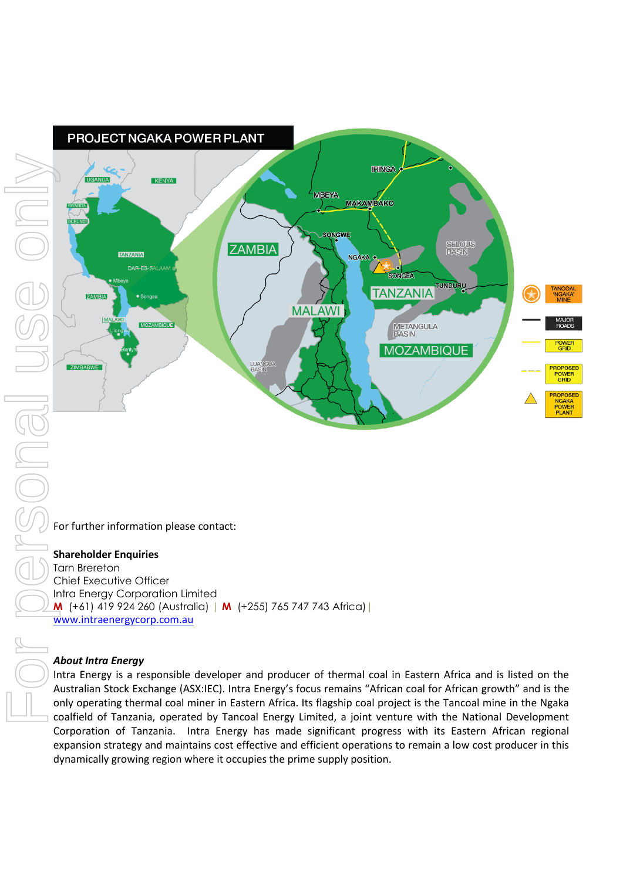PROJECT NGAKA POWER PLANT

UGANDA
KENYA
RWANDA
BURUNDI
TANZANIA
DAR-ES-SALAAM
Mbeya
ZAMBIA
Songea
MALAWI
MOZAMBIQUE
Lilongwe
Blantyre
ZIMBABWE

IRINGA
MBEYA
MAKAMBAKO
SONGWE
NGAKA
SONGEA
SELOUS BASIN
ZAMBIA
TANZANIA
TUNDURU
MALAWI
METANGULA BASIN
MOZAMBIQUE
LUANGUA BASIN

TANCOAL 'NGAKA' MINE
MAJOR ROADS
POWER GRID
PROPOSED POWER GRID
PROPOSED NGAKA POWER PLANT

For further information please contact:

**Shareholder Enquiries**
Tarn Brereton
Chief Executive Officer
Intra Energy Corporation Limited
**M** (+61) 419 924 260 (Australia) | **M** (+255) 765 747 743 Africa) |
www.intraenergycorp.com.au

***About Intra Energy***

Intra Energy is a responsible developer and producer of thermal coal in Eastern Africa and is listed on the Australian Stock Exchange (ASX:IEC). Intra Energy's focus remains "African coal for African growth" and is the only operating thermal coal miner in Eastern Africa. Its flagship coal project is the Tancoal mine in the Ngaka coalfield of Tanzania, operated by Tancoal Energy Limited, a joint venture with the National Development Corporation of Tanzania. Intra Energy has made significant progress with its Eastern African regional expansion strategy and maintains cost effective and efficient operations to remain a low cost producer in this dynamically growing region where it occupies the prime supply position.